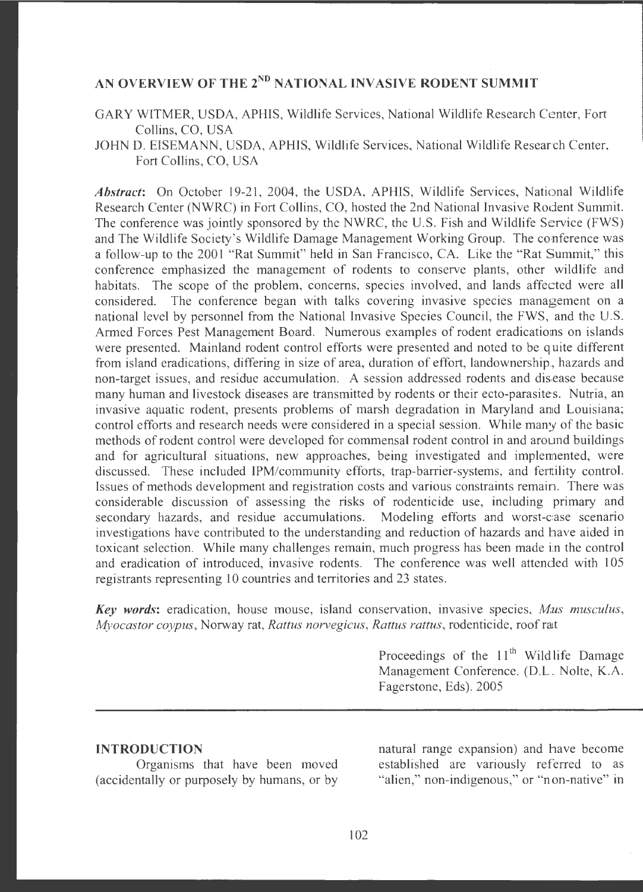# AN OVERVIEW OF THE 2ND NATIONAL INVASIVE RODENT SUMMIT

GARY WITMER, USDA, APHIS, Wildlife Services, National Wildlife Research Center, Fort Collins, CO, USA

JOHN D. EISEMANN, USDA, APHIS, Wildlife Services, National Wildlife Research Center, Fort Collins, CO, USA

***Abstract*:** On October 19-21, 2004, the USDA, APHIS, Wildlife Services, National Wildlife Research Center (NWRC) in Fort Collins, CO, hosted the 2nd National Invasive Rodent Summit. The conference was jointly sponsored by the NWRC, the U.S. Fish and Wildlife Service (FWS) and The Wildlife Society's Wildlife Damage Management Working Group. The conference was a follow-up to the 2001 "Rat Summit" held in San Francisco, CA. Like the "Rat Summit," this conference emphasized the management of rodents to conserve plants, other wildlife and habitats. The scope of the problem, concerns, species involved, and lands affected were all considered. The conference began with talks covering invasive species management on a national level by personnel from the National Invasive Species Council, the FWS, and the U.S. Armed Forces Pest Management Board. Numerous examples of rodent eradications on islands were presented. Mainland rodent control efforts were presented and noted to be quite different from island eradications, differing in size of area, duration of effort, landownership, hazards and non-target issues, and residue accumulation. A session addressed rodents and disease because many human and livestock diseases are transmitted by rodents or their ecto-parasites. Nutria, an invasive aquatic rodent, presents problems of marsh degradation in Maryland and Louisiana; control efforts and research needs were considered in a special session. While many of the basic methods of rodent control were developed for commensal rodent control in and around buildings and for agricultural situations, new approaches, being investigated and implemented, were discussed. These included IPM/community efforts, trap-barrier-systems, and fertility control. Issues of methods development and registration costs and various constraints remain. There was considerable discussion of assessing the risks of rodenticide use, including primary and secondary hazards, and residue accumulations. Modeling efforts and worst-case scenario investigations have contributed to the understanding and reduction of hazards and have aided in toxicant selection. While many challenges remain, much progress has been made in the control and eradication of introduced, invasive rodents. The conference was well attended with 105 registrants representing 10 countries and territories and 23 states.

***Key words*:** eradication, house mouse, island conservation, invasive species, *Mus musculus*, *Myocastor coypus*, Norway rat, *Rattus norvegicus*, *Rattus rattus*, rodenticide, roof rat

Proceedings of the 11th Wildlife Damage Management Conference. (D.L. Nolte, K.A. Fagerstone, Eds). 2005

## INTRODUCTION

Organisms that have been moved (accidentally or purposely by humans, or by natural range expansion) and have become established are variously referred to as "alien," non-indigenous," or "non-native" in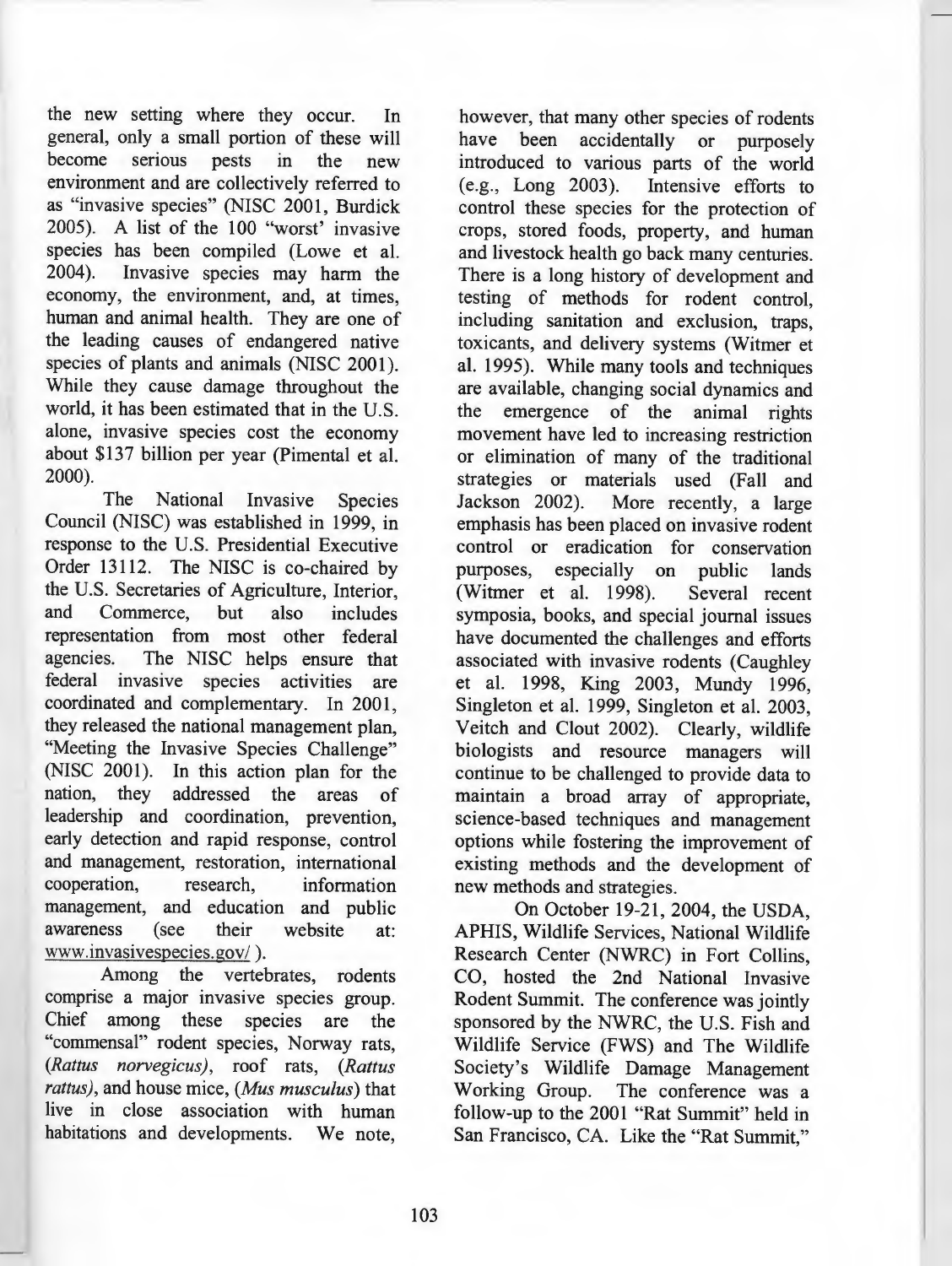the new setting where they occur. In general, only a small portion of these will become serious pests in the new environment and are collectively referred to as "invasive species" (NISC 2001, Burdick 2005). A list of the 100 "worst' invasive species has been compiled (Lowe et al. 2004). Invasive species may harm the economy, the environment, and, at times, human and animal health. They are one of the leading causes of endangered native species of plants and animals (NISC 2001). While they cause damage throughout the world, it has been estimated that in the U.S. alone, invasive species cost the economy about $137 billion per year (Pimental et al. 2000).

The National Invasive Species Council (NISC) was established in 1999, in response to the U.S. Presidential Executive Order 13112. The NISC is co-chaired by the U.S. Secretaries of Agriculture, Interior, and Commerce, but also includes representation from most other federal agencies. The NISC helps ensure that federal invasive species activities are coordinated and complementary. In 2001, they released the national management plan, "Meeting the Invasive Species Challenge" (NISC 2001). In this action plan for the nation, they addressed the areas of leadership and coordination, prevention, early detection and rapid response, control and management, restoration, international cooperation, research, information management, and education and public awareness (see their website at: www.invasivespecies.gov/ ).

Among the vertebrates, rodents comprise a major invasive species group. Chief among these species are the "commensal" rodent species, Norway rats, (*Rattus norvegicus)*, roof rats, (*Rattus rattus)*, and house mice, (*Mus musculus*) that live in close association with human habitations and developments. We note, however, that many other species of rodents have been accidentally or purposely introduced to various parts of the world (e.g., Long 2003). Intensive efforts to control these species for the protection of crops, stored foods, property, and human and livestock health go back many centuries. There is a long history of development and testing of methods for rodent control, including sanitation and exclusion, traps, toxicants, and delivery systems (Witmer et al. 1995). While many tools and techniques are available, changing social dynamics and the emergence of the animal rights movement have led to increasing restriction or elimination of many of the traditional strategies or materials used (Fall and Jackson 2002). More recently, a large emphasis has been placed on invasive rodent control or eradication for conservation purposes, especially on public lands (Witmer et al. 1998). Several recent symposia, books, and special journal issues have documented the challenges and efforts associated with invasive rodents (Caughley et al. 1998, King 2003, Mundy 1996, Singleton et al. 1999, Singleton et al. 2003, Veitch and Clout 2002). Clearly, wildlife biologists and resource managers will continue to be challenged to provide data to maintain a broad array of appropriate, science-based techniques and management options while fostering the improvement of existing methods and the development of new methods and strategies.

On October 19-21, 2004, the USDA, APHIS, Wildlife Services, National Wildlife Research Center (NWRC) in Fort Collins, CO, hosted the 2nd National Invasive Rodent Summit. The conference was jointly sponsored by the NWRC, the U.S. Fish and Wildlife Service (FWS) and The Wildlife Society's Wildlife Damage Management Working Group. The conference was a follow-up to the 2001 "Rat Summit" held in San Francisco, CA. Like the "Rat Summit,"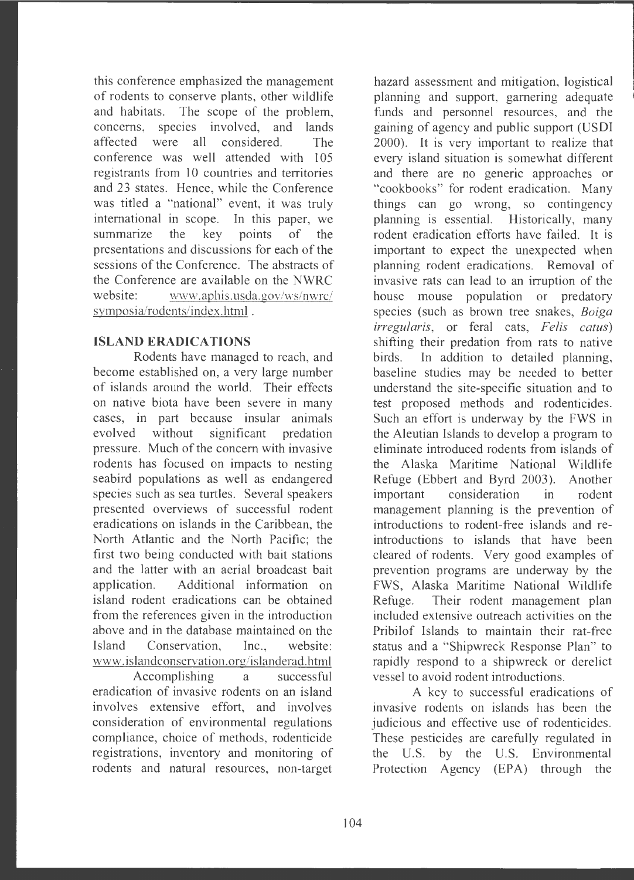this conference emphasized the management of rodents to conserve plants, other wildlife and habitats. The scope of the problem, concerns, species involved, and lands affected were all considered. The conference was well attended with 105 registrants from 10 countries and territories and 23 states. Hence, while the Conference was titled a "national" event, it was truly international in scope. In this paper, we summarize the key points of the presentations and discussions for each of the sessions of the Conference. The abstracts of the Conference are available on the NWRC website: www.aphis.usda.gov/ws/nwrc/symposia/rodents/index.html .

## ISLAND ERADICATIONS

Rodents have managed to reach, and become established on, a very large number of islands around the world. Their effects on native biota have been severe in many cases, in part because insular animals evolved without significant predation pressure. Much of the concern with invasive rodents has focused on impacts to nesting seabird populations as well as endangered species such as sea turtles. Several speakers presented overviews of successful rodent eradications on islands in the Caribbean, the North Atlantic and the North Pacific; the first two being conducted with bait stations and the latter with an aerial broadcast bait application. Additional information on island rodent eradications can be obtained from the references given in the introduction above and in the database maintained on the Island Conservation, Inc., website: www.islandconservation.org/islanderad.html

Accomplishing a successful eradication of invasive rodents on an island involves extensive effort, and involves consideration of environmental regulations compliance, choice of methods, rodenticide registrations, inventory and monitoring of rodents and natural resources, non-target hazard assessment and mitigation, logistical planning and support, garnering adequate funds and personnel resources, and the gaining of agency and public support (USDI 2000). It is very important to realize that every island situation is somewhat different and there are no generic approaches or "cookbooks" for rodent eradication. Many things can go wrong, so contingency planning is essential. Historically, many rodent eradication efforts have failed. It is important to expect the unexpected when planning rodent eradications. Removal of invasive rats can lead to an irruption of the house mouse population or predatory species (such as brown tree snakes, *Boiga irregularis*, or feral cats, *Felis catus*) shifting their predation from rats to native birds. In addition to detailed planning, baseline studies may be needed to better understand the site-specific situation and to test proposed methods and rodenticides. Such an effort is underway by the FWS in the Aleutian Islands to develop a program to eliminate introduced rodents from islands of the Alaska Maritime National Wildlife Refuge (Ebbert and Byrd 2003). Another important consideration in rodent management planning is the prevention of introductions to rodent-free islands and re-introductions to islands that have been cleared of rodents. Very good examples of prevention programs are underway by the FWS, Alaska Maritime National Wildlife Refuge. Their rodent management plan included extensive outreach activities on the Pribilof Islands to maintain their rat-free status and a "Shipwreck Response Plan" to rapidly respond to a shipwreck or derelict vessel to avoid rodent introductions.

A key to successful eradications of invasive rodents on islands has been the judicious and effective use of rodenticides. These pesticides are carefully regulated in the U.S. by the U.S. Environmental Protection Agency (EPA) through the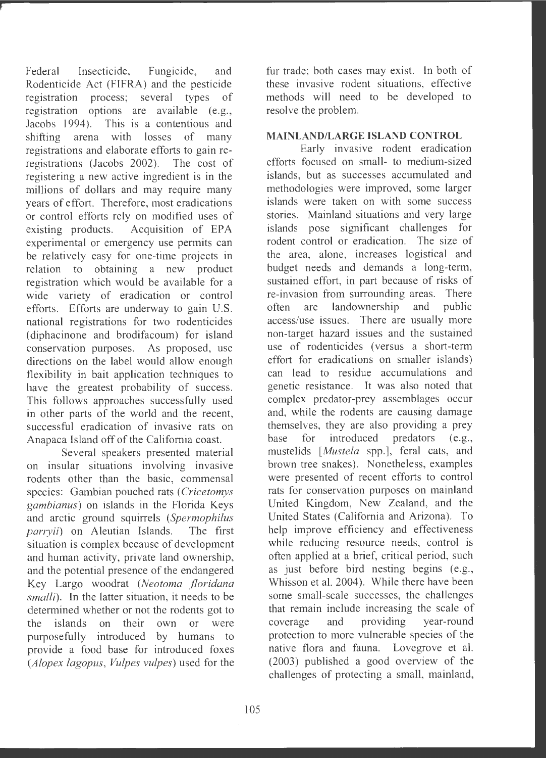Federal Insecticide, Fungicide, and Rodenticide Act (FIFRA) and the pesticide registration process; several types of registration options are available (e.g., Jacobs 1994). This is a contentious and shifting arena with losses of many registrations and elaborate efforts to gain re-registrations (Jacobs 2002). The cost of registering a new active ingredient is in the millions of dollars and may require many years of effort. Therefore, most eradications or control efforts rely on modified uses of existing products. Acquisition of EPA experimental or emergency use permits can be relatively easy for one-time projects in relation to obtaining a new product registration which would be available for a wide variety of eradication or control efforts. Efforts are underway to gain U.S. national registrations for two rodenticides (diphacinone and brodifacoum) for island conservation purposes. As proposed, use directions on the label would allow enough flexibility in bait application techniques to have the greatest probability of success. This follows approaches successfully used in other parts of the world and the recent, successful eradication of invasive rats on Anapaca Island off of the California coast.

Several speakers presented material on insular situations involving invasive rodents other than the basic, commensal species: Gambian pouched rats (*Cricetomys gambianus*) on islands in the Florida Keys and arctic ground squirrels (*Spermophilus parryii*) on Aleutian Islands. The first situation is complex because of development and human activity, private land ownership, and the potential presence of the endangered Key Largo woodrat (*Neotoma floridana smalli*). In the latter situation, it needs to be determined whether or not the rodents got to the islands on their own or were purposefully introduced by humans to provide a food base for introduced foxes (*Alopex lagopus*, *Vulpes vulpes*) used for the fur trade; both cases may exist. In both of these invasive rodent situations, effective methods will need to be developed to resolve the problem.

## MAINLAND/LARGE ISLAND CONTROL

Early invasive rodent eradication efforts focused on small- to medium-sized islands, but as successes accumulated and methodologies were improved, some larger islands were taken on with some success stories. Mainland situations and very large islands pose significant challenges for rodent control or eradication. The size of the area, alone, increases logistical and budget needs and demands a long-term, sustained effort, in part because of risks of re-invasion from surrounding areas. There often are landownership and public access/use issues. There are usually more non-target hazard issues and the sustained use of rodenticides (versus a short-term effort for eradications on smaller islands) can lead to residue accumulations and genetic resistance. It was also noted that complex predator-prey assemblages occur and, while the rodents are causing damage themselves, they are also providing a prey base for introduced predators (e.g., mustelids [*Mustela* spp.], feral cats, and brown tree snakes). Nonetheless, examples were presented of recent efforts to control rats for conservation purposes on mainland United Kingdom, New Zealand, and the United States (California and Arizona). To help improve efficiency and effectiveness while reducing resource needs, control is often applied at a brief, critical period, such as just before bird nesting begins (e.g., Whisson et al. 2004). While there have been some small-scale successes, the challenges that remain include increasing the scale of coverage and providing year-round protection to more vulnerable species of the native flora and fauna. Lovegrove et al. (2003) published a good overview of the challenges of protecting a small, mainland,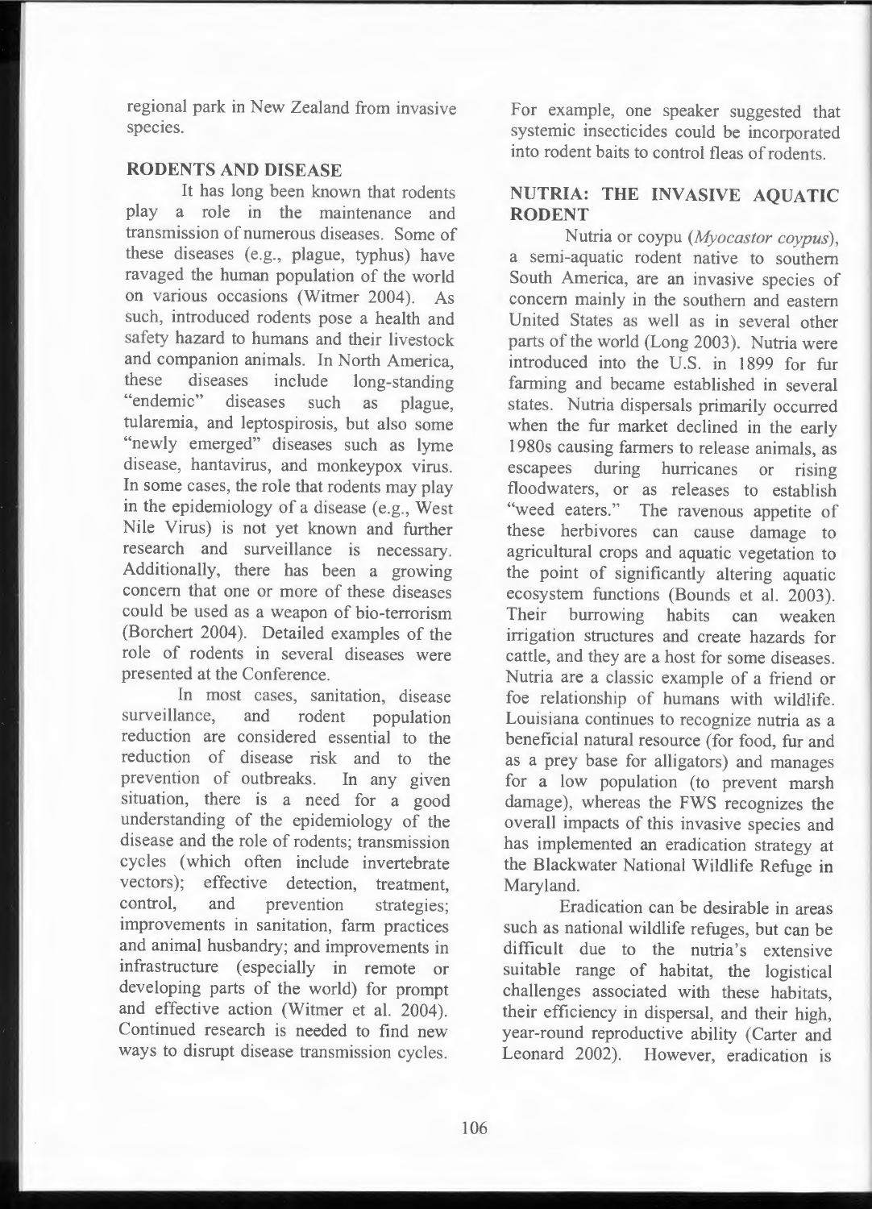regional park in New Zealand from invasive species.

## RODENTS AND DISEASE

It has long been known that rodents play a role in the maintenance and transmission of numerous diseases. Some of these diseases (e.g., plague, typhus) have ravaged the human population of the world on various occasions (Witmer 2004). As such, introduced rodents pose a health and safety hazard to humans and their livestock and companion animals. In North America, these diseases include long-standing "endemic" diseases such as plague, tularemia, and leptospirosis, but also some "newly emerged" diseases such as lyme disease, hantavirus, and monkeypox virus. In some cases, the role that rodents may play in the epidemiology of a disease (e.g., West Nile Virus) is not yet known and further research and surveillance is necessary. Additionally, there has been a growing concern that one or more of these diseases could be used as a weapon of bio-terrorism (Borchert 2004). Detailed examples of the role of rodents in several diseases were presented at the Conference.

In most cases, sanitation, disease surveillance, and rodent population reduction are considered essential to the reduction of disease risk and to the prevention of outbreaks. In any given situation, there is a need for a good understanding of the epidemiology of the disease and the role of rodents; transmission cycles (which often include invertebrate vectors); effective detection, treatment, control, and prevention strategies; improvements in sanitation, farm practices and animal husbandry; and improvements in infrastructure (especially in remote or developing parts of the world) for prompt and effective action (Witmer et al. 2004). Continued research is needed to find new ways to disrupt disease transmission cycles. For example, one speaker suggested that systemic insecticides could be incorporated into rodent baits to control fleas of rodents.

## NUTRIA: THE INVASIVE AQUATIC RODENT

Nutria or coypu (*Myocastor coypus*), a semi-aquatic rodent native to southern South America, are an invasive species of concern mainly in the southern and eastern United States as well as in several other parts of the world (Long 2003). Nutria were introduced into the U.S. in 1899 for fur farming and became established in several states. Nutria dispersals primarily occurred when the fur market declined in the early 1980s causing farmers to release animals, as escapees during hurricanes or rising floodwaters, or as releases to establish "weed eaters." The ravenous appetite of these herbivores can cause damage to agricultural crops and aquatic vegetation to the point of significantly altering aquatic ecosystem functions (Bounds et al. 2003). Their burrowing habits can weaken irrigation structures and create hazards for cattle, and they are a host for some diseases. Nutria are a classic example of a friend or foe relationship of humans with wildlife. Louisiana continues to recognize nutria as a beneficial natural resource (for food, fur and as a prey base for alligators) and manages for a low population (to prevent marsh damage), whereas the FWS recognizes the overall impacts of this invasive species and has implemented an eradication strategy at the Blackwater National Wildlife Refuge in Maryland.

Eradication can be desirable in areas such as national wildlife refuges, but can be difficult due to the nutria's extensive suitable range of habitat, the logistical challenges associated with these habitats, their efficiency in dispersal, and their high, year-round reproductive ability (Carter and Leonard 2002). However, eradication is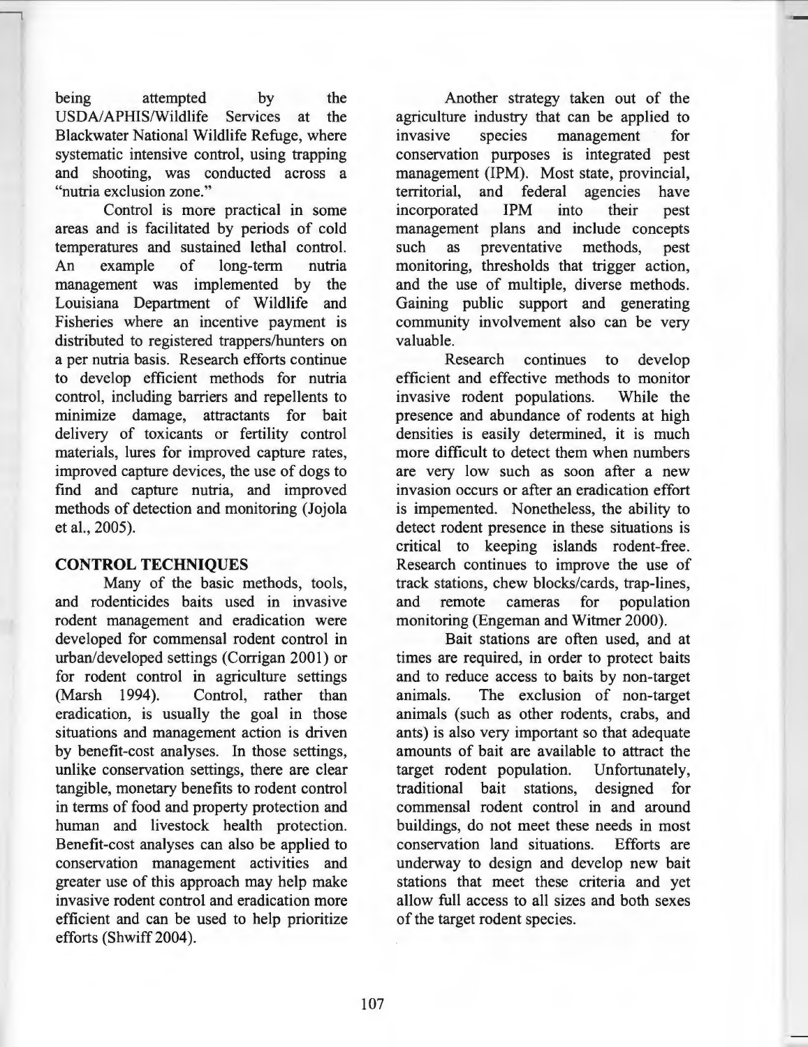being attempted by the USDA/APHIS/Wildlife Services at the Blackwater National Wildlife Refuge, where systematic intensive control, using trapping and shooting, was conducted across a "nutria exclusion zone."

Control is more practical in some areas and is facilitated by periods of cold temperatures and sustained lethal control. An example of long-term nutria management was implemented by the Louisiana Department of Wildlife and Fisheries where an incentive payment is distributed to registered trappers/hunters on a per nutria basis. Research efforts continue to develop efficient methods for nutria control, including barriers and repellents to minimize damage, attractants for bait delivery of toxicants or fertility control materials, lures for improved capture rates, improved capture devices, the use of dogs to find and capture nutria, and improved methods of detection and monitoring (Jojola et al., 2005).

## CONTROL TECHNIQUES

Many of the basic methods, tools, and rodenticides baits used in invasive rodent management and eradication were developed for commensal rodent control in urban/developed settings (Corrigan 2001) or for rodent control in agriculture settings (Marsh 1994). Control, rather than eradication, is usually the goal in those situations and management action is driven by benefit-cost analyses. In those settings, unlike conservation settings, there are clear tangible, monetary benefits to rodent control in terms of food and property protection and human and livestock health protection. Benefit-cost analyses can also be applied to conservation management activities and greater use of this approach may help make invasive rodent control and eradication more efficient and can be used to help prioritize efforts (Shwiff 2004).

Another strategy taken out of the agriculture industry that can be applied to invasive species management for conservation purposes is integrated pest management (IPM). Most state, provincial, territorial, and federal agencies have incorporated IPM into their pest management plans and include concepts such as preventative methods, pest monitoring, thresholds that trigger action, and the use of multiple, diverse methods. Gaining public support and generating community involvement also can be very valuable.

Research continues to develop efficient and effective methods to monitor invasive rodent populations. While the presence and abundance of rodents at high densities is easily determined, it is much more difficult to detect them when numbers are very low such as soon after a new invasion occurs or after an eradication effort is impemented. Nonetheless, the ability to detect rodent presence in these situations is critical to keeping islands rodent-free. Research continues to improve the use of track stations, chew blocks/cards, trap-lines, and remote cameras for population monitoring (Engeman and Witmer 2000).

Bait stations are often used, and at times are required, in order to protect baits and to reduce access to baits by non-target animals. The exclusion of non-target animals (such as other rodents, crabs, and ants) is also very important so that adequate amounts of bait are available to attract the target rodent population. Unfortunately, traditional bait stations, designed for commensal rodent control in and around buildings, do not meet these needs in most conservation land situations. Efforts are underway to design and develop new bait stations that meet these criteria and yet allow full access to all sizes and both sexes of the target rodent species.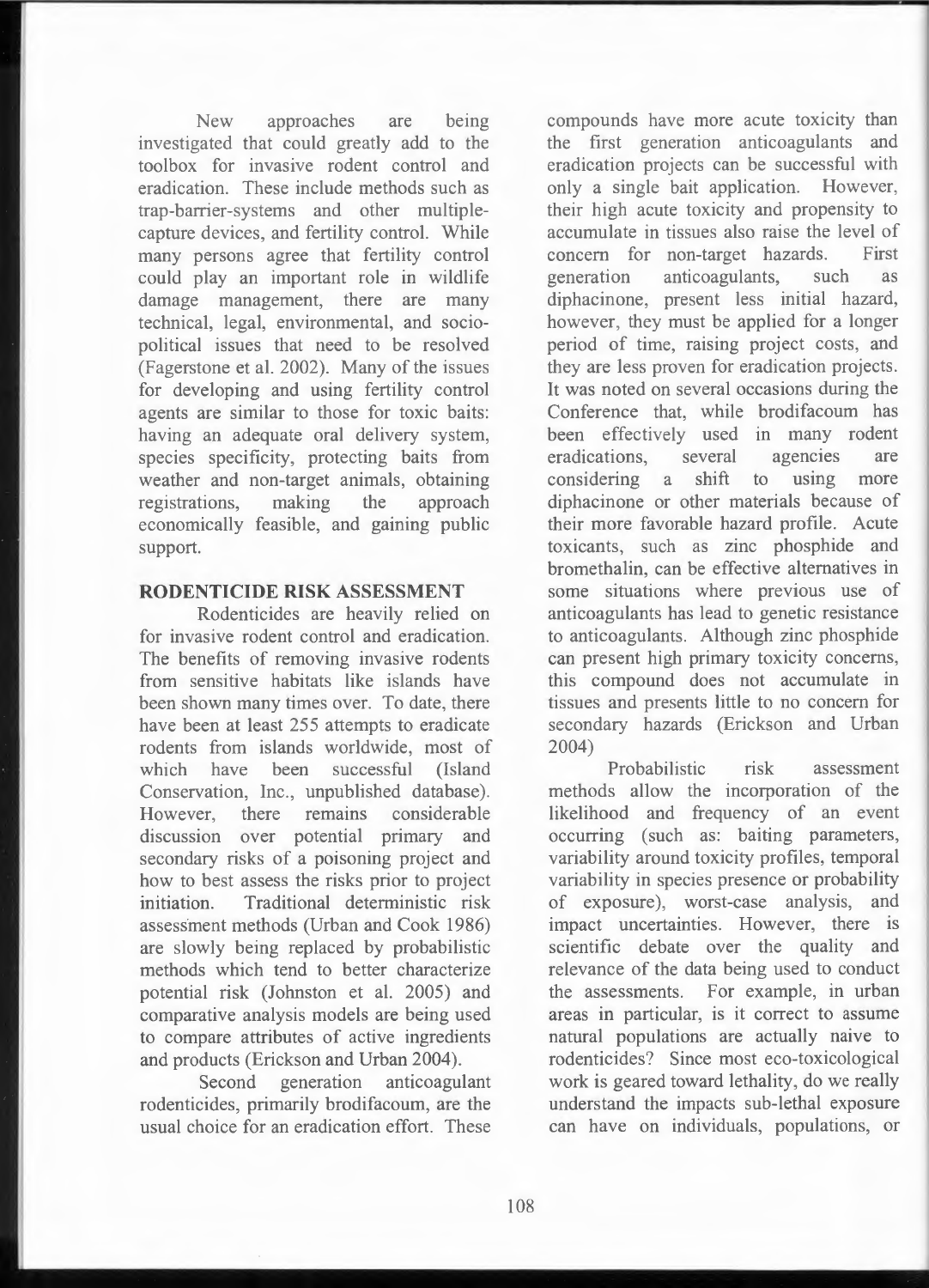New approaches are being investigated that could greatly add to the toolbox for invasive rodent control and eradication. These include methods such as trap-barrier-systems and other multiple-capture devices, and fertility control. While many persons agree that fertility control could play an important role in wildlife damage management, there are many technical, legal, environmental, and socio-political issues that need to be resolved (Fagerstone et al. 2002). Many of the issues for developing and using fertility control agents are similar to those for toxic baits: having an adequate oral delivery system, species specificity, protecting baits from weather and non-target animals, obtaining registrations, making the approach economically feasible, and gaining public support.

## RODENTICIDE RISK ASSESSMENT

Rodenticides are heavily relied on for invasive rodent control and eradication. The benefits of removing invasive rodents from sensitive habitats like islands have been shown many times over. To date, there have been at least 255 attempts to eradicate rodents from islands worldwide, most of which have been successful (Island Conservation, Inc., unpublished database). However, there remains considerable discussion over potential primary and secondary risks of a poisoning project and how to best assess the risks prior to project initiation. Traditional deterministic risk assessment methods (Urban and Cook 1986) are slowly being replaced by probabilistic methods which tend to better characterize potential risk (Johnston et al. 2005) and comparative analysis models are being used to compare attributes of active ingredients and products (Erickson and Urban 2004).

Second generation anticoagulant rodenticides, primarily brodifacoum, are the usual choice for an eradication effort. These compounds have more acute toxicity than the first generation anticoagulants and eradication projects can be successful with only a single bait application. However, their high acute toxicity and propensity to accumulate in tissues also raise the level of concern for non-target hazards. First generation anticoagulants, such as diphacinone, present less initial hazard, however, they must be applied for a longer period of time, raising project costs, and they are less proven for eradication projects. It was noted on several occasions during the Conference that, while brodifacoum has been effectively used in many rodent eradications, several agencies are considering a shift to using more diphacinone or other materials because of their more favorable hazard profile. Acute toxicants, such as zinc phosphide and bromethalin, can be effective alternatives in some situations where previous use of anticoagulants has lead to genetic resistance to anticoagulants. Although zinc phosphide can present high primary toxicity concerns, this compound does not accumulate in tissues and presents little to no concern for secondary hazards (Erickson and Urban 2004)

Probabilistic risk assessment methods allow the incorporation of the likelihood and frequency of an event occurring (such as: baiting parameters, variability around toxicity profiles, temporal variability in species presence or probability of exposure), worst-case analysis, and impact uncertainties. However, there is scientific debate over the quality and relevance of the data being used to conduct the assessments. For example, in urban areas in particular, is it correct to assume natural populations are actually naive to rodenticides? Since most eco-toxicological work is geared toward lethality, do we really understand the impacts sub-lethal exposure can have on individuals, populations, or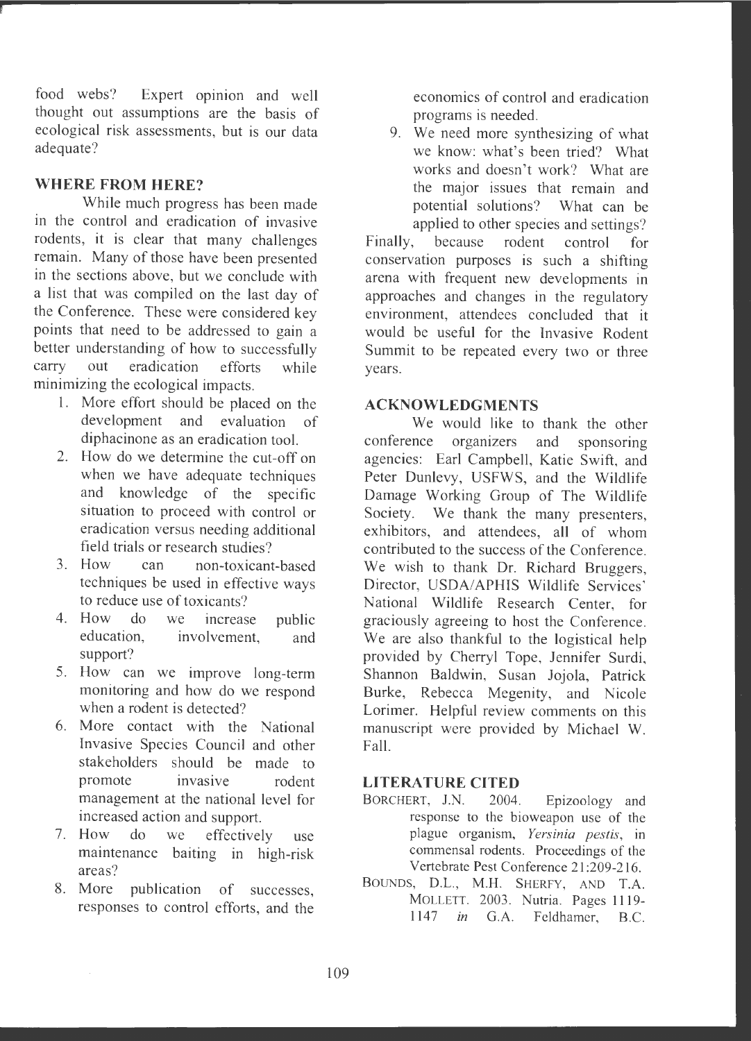food webs? Expert opinion and well thought out assumptions are the basis of ecological risk assessments, but is our data adequate?

## WHERE FROM HERE?

While much progress has been made in the control and eradication of invasive rodents, it is clear that many challenges remain. Many of those have been presented in the sections above, but we conclude with a list that was compiled on the last day of the Conference. These were considered key points that need to be addressed to gain a better understanding of how to successfully carry out eradication efforts while minimizing the ecological impacts.

1. More effort should be placed on the development and evaluation of diphacinone as an eradication tool.
2. How do we determine the cut-off on when we have adequate techniques and knowledge of the specific situation to proceed with control or eradication versus needing additional field trials or research studies?
3. How can non-toxicant-based techniques be used in effective ways to reduce use of toxicants?
4. How do we increase public education, involvement, and support?
5. How can we improve long-term monitoring and how do we respond when a rodent is detected?
6. More contact with the National Invasive Species Council and other stakeholders should be made to promote invasive rodent management at the national level for increased action and support.
7. How do we effectively use maintenance baiting in high-risk areas?
8. More publication of successes, responses to control efforts, and the economics of control and eradication programs is needed.
9. We need more synthesizing of what we know: what's been tried? What works and doesn't work? What are the major issues that remain and potential solutions? What can be applied to other species and settings?

Finally, because rodent control for conservation purposes is such a shifting arena with frequent new developments in approaches and changes in the regulatory environment, attendees concluded that it would be useful for the Invasive Rodent Summit to be repeated every two or three years.

## ACKNOWLEDGMENTS

We would like to thank the other conference organizers and sponsoring agencies: Earl Campbell, Katie Swift, and Peter Dunlevy, USFWS, and the Wildlife Damage Working Group of The Wildlife Society. We thank the many presenters, exhibitors, and attendees, all of whom contributed to the success of the Conference. We wish to thank Dr. Richard Bruggers, Director, USDA/APHIS Wildlife Services' National Wildlife Research Center, for graciously agreeing to host the Conference. We are also thankful to the logistical help provided by Cherryl Tope, Jennifer Surdi, Shannon Baldwin, Susan Jojola, Patrick Burke, Rebecca Megenity, and Nicole Lorimer. Helpful review comments on this manuscript were provided by Michael W. Fall.

## LITERATURE CITED

BORCHERT, J.N. 2004. Epizoology and response to the bioweapon use of the plague organism, *Yersinia pestis*, in commensal rodents. Proceedings of the Vertebrate Pest Conference 21:209-216.

BOUNDS, D.L., M.H. SHERFY, AND T.A. MOLLETT. 2003. Nutria. Pages 1119-1147 *in* G.A. Feldhamer, B.C.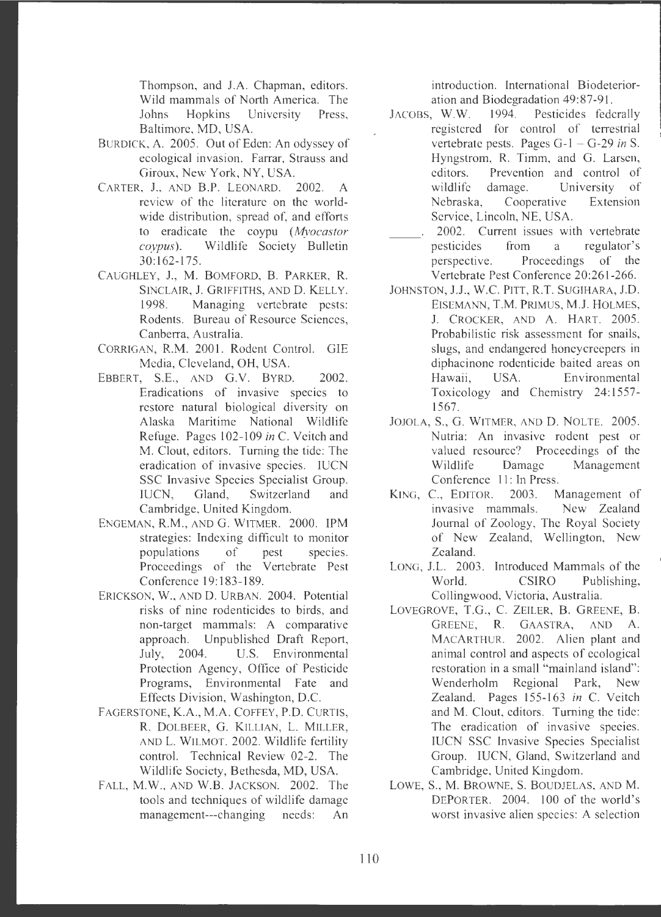Thompson, and J.A. Chapman, editors. Wild mammals of North America. The Johns Hopkins University Press, Baltimore, MD, USA.

BURDICK, A. 2005. Out of Eden: An odyssey of ecological invasion. Farrar, Strauss and Giroux, New York, NY, USA.

CARTER, J., AND B.P. LEONARD. 2002. A review of the literature on the world-wide distribution, spread of, and efforts to eradicate the coypu (*Myocastor coypus*). Wildlife Society Bulletin 30:162-175.

CAUGHLEY, J., M. BOMFORD, B. PARKER, R. SINCLAIR, J. GRIFFITHS, AND D. KELLY. 1998. Managing vertebrate pests: Rodents. Bureau of Resource Sciences, Canberra, Australia.

CORRIGAN, R.M. 2001. Rodent Control. GIE Media, Cleveland, OH, USA.

EBBERT, S.E., AND G.V. BYRD. 2002. Eradications of invasive species to restore natural biological diversity on Alaska Maritime National Wildlife Refuge. Pages 102-109 *in* C. Veitch and M. Clout, editors. Turning the tide: The eradication of invasive species. IUCN SSC Invasive Species Specialist Group. IUCN, Gland, Switzerland and Cambridge, United Kingdom.

ENGEMAN, R.M., AND G. WITMER. 2000. IPM strategies: Indexing difficult to monitor populations of pest species. Proceedings of the Vertebrate Pest Conference 19:183-189.

ERICKSON, W., AND D. URBAN. 2004. Potential risks of nine rodenticides to birds, and non-target mammals: A comparative approach. Unpublished Draft Report, July, 2004. U.S. Environmental Protection Agency, Office of Pesticide Programs, Environmental Fate and Effects Division, Washington, D.C.

FAGERSTONE, K.A., M.A. COFFEY, P.D. CURTIS, R. DOLBEER, G. KILLIAN, L. MILLER, AND L. WILMOT. 2002. Wildlife fertility control. Technical Review 02-2. The Wildlife Society, Bethesda, MD, USA.

FALL, M.W., AND W.B. JACKSON. 2002. The tools and techniques of wildlife damage management---changing needs: An introduction. International Biodeterioration and Biodegradation 49:87-91.

JACOBS, W.W. 1994. Pesticides federally registered for control of terrestrial vertebrate pests. Pages G-1 – G-29 *in* S. Hyngstrom, R. Timm, and G. Larsen, editors. Prevention and control of wildlife damage. University of Nebraska, Cooperative Extension Service, Lincoln, NE, USA.

_____. 2002. Current issues with vertebrate pesticides from a regulator's perspective. Proceedings of the Vertebrate Pest Conference 20:261-266.

JOHNSTON, J.J., W.C. PITT, R.T. SUGIHARA, J.D. EISEMANN, T.M. PRIMUS, M.J. HOLMES, J. CROCKER, AND A. HART. 2005. Probabilistic risk assessment for snails, slugs, and endangered honeycreepers in diphacinone rodenticide baited areas on Hawaii, USA. Environmental Toxicology and Chemistry 24:1557-1567.

JOJOLA, S., G. WITMER, AND D. NOLTE. 2005. Nutria: An invasive rodent pest or valued resource? Proceedings of the Wildlife Damage Management Conference 11: In Press.

KING, C., EDITOR. 2003. Management of invasive mammals. New Zealand Journal of Zoology, The Royal Society of New Zealand, Wellington, New Zealand.

LONG, J.L. 2003. Introduced Mammals of the World. CSIRO Publishing, Collingwood, Victoria, Australia.

LOVEGROVE, T.G., C. ZEILER, B. GREENE, B. GREENE, R. GAASTRA, AND A. MACARTHUR. 2002. Alien plant and animal control and aspects of ecological restoration in a small "mainland island": Wenderholm Regional Park, New Zealand. Pages 155-163 *in* C. Veitch and M. Clout, editors. Turning the tide: The eradication of invasive species. IUCN SSC Invasive Species Specialist Group. IUCN, Gland, Switzerland and Cambridge, United Kingdom.

LOWE, S., M. BROWNE, S. BOUDJELAS, AND M. DEPORTER. 2004. 100 of the world's worst invasive alien species: A selection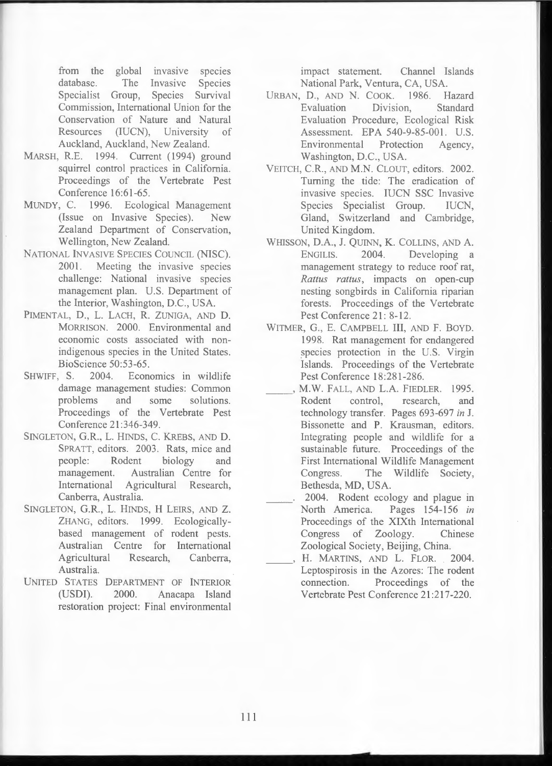from the global invasive species database. The Invasive Species Specialist Group, Species Survival Commission, International Union for the Conservation of Nature and Natural Resources (IUCN), University of Auckland, Auckland, New Zealand.

MARSH, R.E. 1994. Current (1994) ground squirrel control practices in California. Proceedings of the Vertebrate Pest Conference 16:61-65.

MUNDY, C. 1996. Ecological Management (Issue on Invasive Species). New Zealand Department of Conservation, Wellington, New Zealand.

NATIONAL INVASIVE SPECIES COUNCIL (NISC). 2001. Meeting the invasive species challenge: National invasive species management plan. U.S. Department of the Interior, Washington, D.C., USA.

PIMENTAL, D., L. LACH, R. ZUNIGA, AND D. MORRISON. 2000. Environmental and economic costs associated with non-indigenous species in the United States. BioScience 50:53-65.

SHWIFF, S. 2004. Economics in wildlife damage management studies: Common problems and some solutions. Proceedings of the Vertebrate Pest Conference 21:346-349.

SINGLETON, G.R., L. HINDS, C. KREBS, AND D. SPRATT, editors. 2003. Rats, mice and people: Rodent biology and management. Australian Centre for International Agricultural Research, Canberra, Australia.

SINGLETON, G.R., L. HINDS, H LEIRS, AND Z. ZHANG, editors. 1999. Ecologically-based management of rodent pests. Australian Centre for International Agricultural Research, Canberra, Australia.

UNITED STATES DEPARTMENT OF INTERIOR (USDI). 2000. Anacapa Island restoration project: Final environmental impact statement. Channel Islands National Park, Ventura, CA, USA.

URBAN, D., AND N. COOK. 1986. Hazard Evaluation Division, Standard Evaluation Procedure, Ecological Risk Assessment. EPA 540-9-85-001. U.S. Environmental Protection Agency, Washington, D.C., USA.

VEITCH, C.R., AND M.N. CLOUT, editors. 2002. Turning the tide: The eradication of invasive species. IUCN SSC Invasive Species Specialist Group. IUCN, Gland, Switzerland and Cambridge, United Kingdom.

WHISSON, D.A., J. QUINN, K. COLLINS, AND A. ENGILIS. 2004. Developing a management strategy to reduce roof rat, *Rattus rattus*, impacts on open-cup nesting songbirds in California riparian forests. Proceedings of the Vertebrate Pest Conference 21: 8-12.

WITMER, G., E. CAMPBELL III, AND F. BOYD. 1998. Rat management for endangered species protection in the U.S. Virgin Islands. Proceedings of the Vertebrate Pest Conference 18:281-286.

_____, M.W. FALL, AND L.A. FIEDLER. 1995. Rodent control, research, and technology transfer. Pages 693-697 *in* J. Bissonette and P. Krausman, editors. Integrating people and wildlife for a sustainable future. Proceedings of the First International Wildlife Management Congress. The Wildlife Society, Bethesda, MD, USA.

_____. 2004. Rodent ecology and plague in North America. Pages 154-156 *in* Proceedings of the XIXth International Congress of Zoology. Chinese Zoological Society, Beijing, China.

_____, H. MARTINS, AND L. FLOR. 2004. Leptospirosis in the Azores: The rodent connection. Proceedings of the Vertebrate Pest Conference 21:217-220.